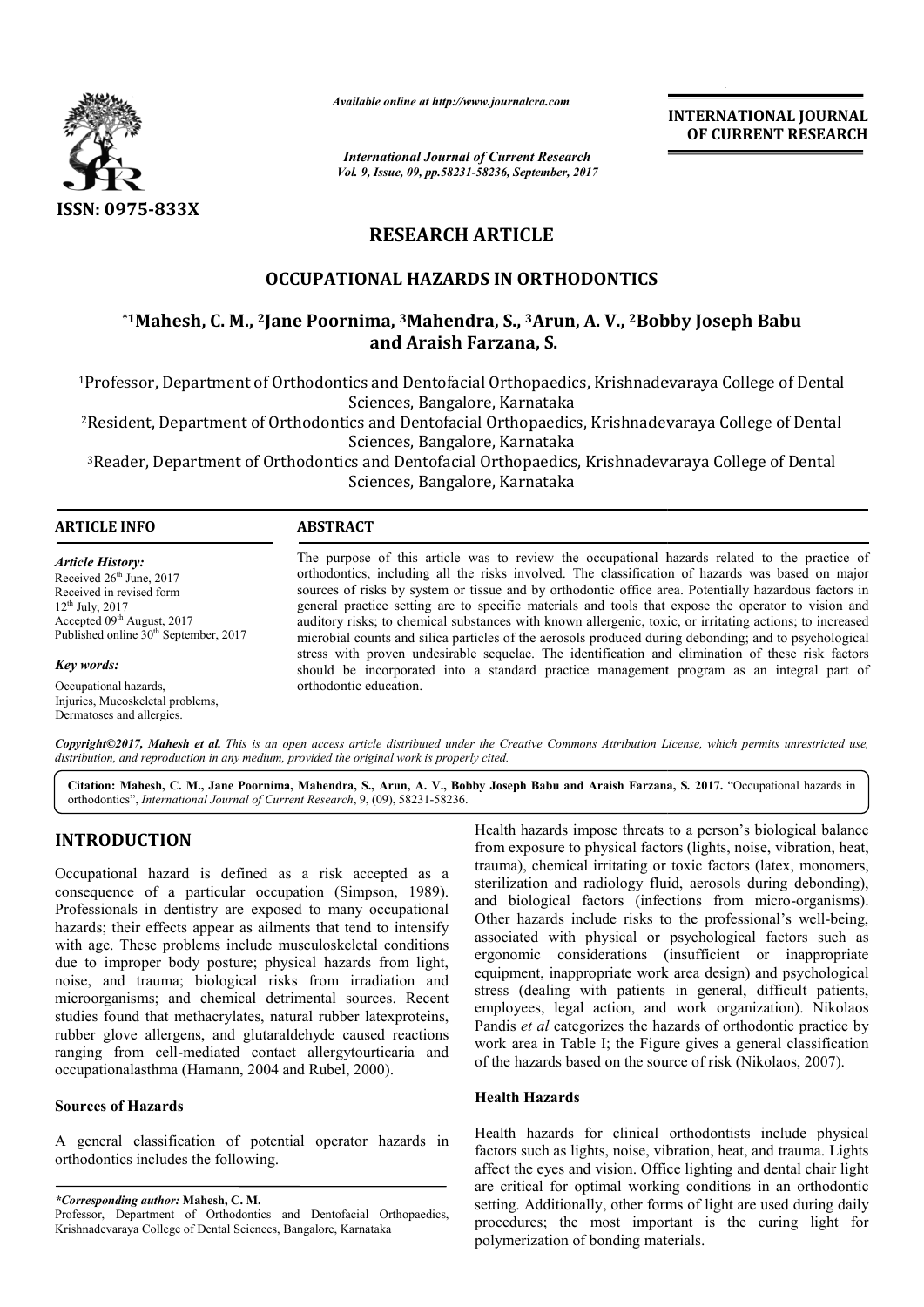ISSN: 0975-833X

*Available online at http://www.journalcra.com*

*International Journal of Current Research*
*Vol. 9, Issue, 09, pp.58231-58236, September, 2017*

**INTERNATIONAL JOURNAL OF CURRENT RESEARCH**

# RESEARCH ARTICLE

# OCCUPATIONAL HAZARDS IN ORTHODONTICS

**\*[1]Mahesh, C. M., [2]Jane Poornima, [3]Mahendra, S., [3]Arun, A. V., [2]Bobby Joseph Babu and Araish Farzana, S.**

[1]Professor, Department of Orthodontics and Dentofacial Orthopaedics, Krishnadevaraya College of Dental Sciences, Bangalore, Karnataka

[2]Resident, Department of Orthodontics and Dentofacial Orthopaedics, Krishnadevaraya College of Dental Sciences, Bangalore, Karnataka

[3]Reader, Department of Orthodontics and Dentofacial Orthopaedics, Krishnadevaraya College of Dental Sciences, Bangalore, Karnataka

**ARTICLE INFO**

*Article History:*
Received 26th June, 2017
Received in revised form
12th July, 2017
Accepted 09th August, 2017
Published online 30th September, 2017

*Key words:*
Occupational hazards,
Injuries, Mucoskeletal problems,
Dermatoses and allergies.

**ABSTRACT**

The purpose of this article was to review the occupational hazards related to the practice of orthodontics, including all the risks involved. The classification of hazards was based on major sources of risks by system or tissue and by orthodontic office area. Potentially hazardous factors in general practice setting are to specific materials and tools that expose the operator to vision and auditory risks; to chemical substances with known allergenic, toxic, or irritating actions; to increased microbial counts and silica particles of the aerosols produced during debonding; and to psychological stress with proven undesirable sequelae. The identification and elimination of these risk factors should be incorporated into a standard practice management program as an integral part of orthodontic education.

*Copyright©2017, Mahesh et al. This is an open access article distributed under the Creative Commons Attribution License, which permits unrestricted use, distribution, and reproduction in any medium, provided the original work is properly cited.*

**Citation: Mahesh, C. M., Jane Poornima, Mahendra, S., Arun, A. V., Bobby Joseph Babu and Araish Farzana, S. 2017.** "Occupational hazards in orthodontics", *International Journal of Current Research*, 9, (09), 58231-58236.

## INTRODUCTION

Occupational hazard is defined as a risk accepted as a consequence of a particular occupation (Simpson, 1989). Professionals in dentistry are exposed to many occupational hazards; their effects appear as ailments that tend to intensify with age. These problems include musculoskeletal conditions due to improper body posture; physical hazards from light, noise, and trauma; biological risks from irradiation and microorganisms; and chemical detrimental sources. Recent studies found that methacrylates, natural rubber latexproteins, rubber glove allergens, and glutaraldehyde caused reactions ranging from cell-mediated contact allergytourticaria and occupationalasthma (Hamann, 2004 and Rubel, 2000).

### Sources of Hazards

A general classification of potential operator hazards in orthodontics includes the following.

Health hazards impose threats to a person's biological balance from exposure to physical factors (lights, noise, vibration, heat, trauma), chemical irritating or toxic factors (latex, monomers, sterilization and radiology fluid, aerosols during debonding), and biological factors (infections from micro-organisms). Other hazards include risks to the professional's well-being, associated with physical or psychological factors such as ergonomic considerations (insufficient or inappropriate equipment, inappropriate work area design) and psychological stress (dealing with patients in general, difficult patients, employees, legal action, and work organization). Nikolaos Pandis *et al* categorizes the hazards of orthodontic practice by work area in Table I; the Figure gives a general classification of the hazards based on the source of risk (Nikolaos, 2007).

### Health Hazards

Health hazards for clinical orthodontists include physical factors such as lights, noise, vibration, heat, and trauma. Lights affect the eyes and vision. Office lighting and dental chair light are critical for optimal working conditions in an orthodontic setting. Additionally, other forms of light are used during daily procedures; the most important is the curing light for polymerization of bonding materials.

*\*Corresponding author:* **Mahesh, C. M.**
Professor, Department of Orthodontics and Dentofacial Orthopaedics, Krishnadevaraya College of Dental Sciences, Bangalore, Karnataka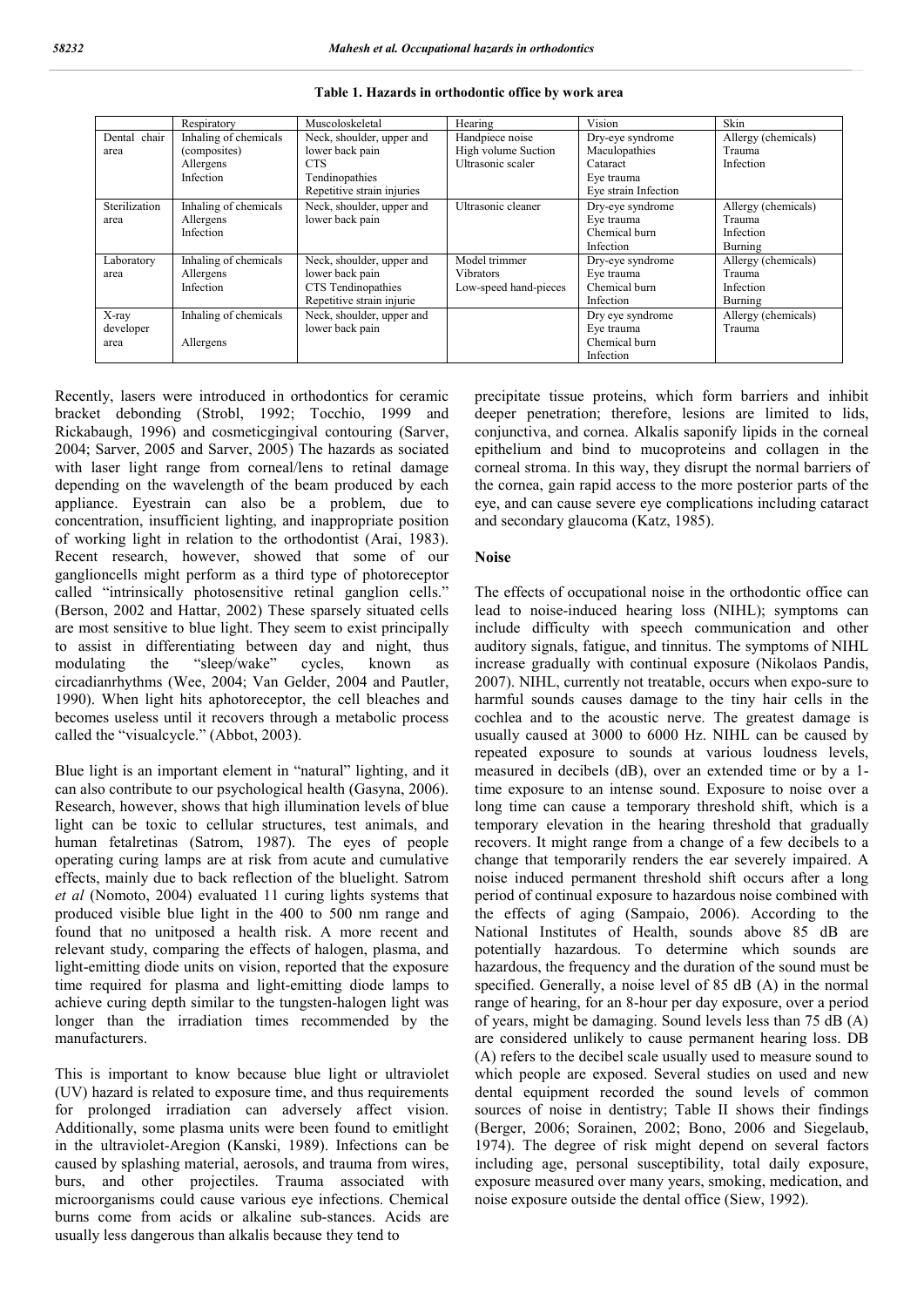**Table 1. Hazards in orthodontic office by work area**

| | Respiratory | Muscoloskeletal | Hearing | Vision | Skin |
|---|---|---|---|---|---|
| Dental chair area | Inhaling of chemicals (composites) Allergens Infection | Neck, shoulder, upper and lower back pain CTS Tendinopathies Repetitive strain injuries | Handpiece noise High volume Suction Ultrasonic scaler | Dry-eye syndrome Maculopathies Cataract Eye trauma Eye strain Infection | Allergy (chemicals) Trauma Infection |
| Sterilization area | Inhaling of chemicals Allergens Infection | Neck, shoulder, upper and lower back pain | Ultrasonic cleaner | Dry-eye syndrome Eye trauma Chemical burn Infection | Allergy (chemicals) Trauma Infection Burning |
| Laboratory area | Inhaling of chemicals Allergens Infection | Neck, shoulder, upper and lower back pain CTS Tendinopathies Repetitive strain injurie | Model trimmer Vibrators Low-speed hand-pieces | Dry-eye syndrome Eye trauma Chemical burn Infection | Allergy (chemicals) Trauma Infection Burning |
| X-ray developer area | Inhaling of chemicals Allergens | Neck, shoulder, upper and lower back pain | | Dry eye syndrome Eye trauma Chemical burn Infection | Allergy (chemicals) Trauma |

Recently, lasers were introduced in orthodontics for ceramic bracket debonding (Strobl, 1992; Tocchio, 1999 and Rickabaugh, 1996) and cosmeticgingival contouring (Sarver, 2004; Sarver, 2005 and Sarver, 2005) The hazards as sociated with laser light range from corneal/lens to retinal damage depending on the wavelength of the beam produced by each appliance. Eyestrain can also be a problem, due to concentration, insufficient lighting, and inappropriate position of working light in relation to the orthodontist (Arai, 1983). Recent research, however, showed that some of our ganglioncells might perform as a third type of photoreceptor called "intrinsically photosensitive retinal ganglion cells." (Berson, 2002 and Hattar, 2002) These sparsely situated cells are most sensitive to blue light. They seem to exist principally to assist in differentiating between day and night, thus modulating the "sleep/wake" cycles, known as circadianrhythms (Wee, 2004; Van Gelder, 2004 and Pautler, 1990). When light hits aphotoreceptor, the cell bleaches and becomes useless until it recovers through a metabolic process called the "visualcycle." (Abbot, 2003).

Blue light is an important element in "natural" lighting, and it can also contribute to our psychological health (Gasyna, 2006). Research, however, shows that high illumination levels of blue light can be toxic to cellular structures, test animals, and human fetalretinas (Satrom, 1987). The eyes of people operating curing lamps are at risk from acute and cumulative effects, mainly due to back reflection of the bluelight. Satrom *et al* (Nomoto, 2004) evaluated 11 curing lights systems that produced visible blue light in the 400 to 500 nm range and found that no unitposed a health risk. A more recent and relevant study, comparing the effects of halogen, plasma, and light-emitting diode units on vision, reported that the exposure time required for plasma and light-emitting diode lamps to achieve curing depth similar to the tungsten-halogen light was longer than the irradiation times recommended by the manufacturers.

This is important to know because blue light or ultraviolet (UV) hazard is related to exposure time, and thus requirements for prolonged irradiation can adversely affect vision. Additionally, some plasma units were been found to emitlight in the ultraviolet-Aregion (Kanski, 1989). Infections can be caused by splashing material, aerosols, and trauma from wires, burs, and other projectiles. Trauma associated with microorganisms could cause various eye infections. Chemical burns come from acids or alkaline sub-stances. Acids are usually less dangerous than alkalis because they tend to precipitate tissue proteins, which form barriers and inhibit deeper penetration; therefore, lesions are limited to lids, conjunctiva, and cornea. Alkalis saponify lipids in the corneal epithelium and bind to mucoproteins and collagen in the corneal stroma. In this way, they disrupt the normal barriers of the cornea, gain rapid access to the more posterior parts of the eye, and can cause severe eye complications including cataract and secondary glaucoma (Katz, 1985).

## Noise

The effects of occupational noise in the orthodontic office can lead to noise-induced hearing loss (NIHL); symptoms can include difficulty with speech communication and other auditory signals, fatigue, and tinnitus. The symptoms of NIHL increase gradually with continual exposure (Nikolaos Pandis, 2007). NIHL, currently not treatable, occurs when expo-sure to harmful sounds causes damage to the tiny hair cells in the cochlea and to the acoustic nerve. The greatest damage is usually caused at 3000 to 6000 Hz. NIHL can be caused by repeated exposure to sounds at various loudness levels, measured in decibels (dB), over an extended time or by a 1-time exposure to an intense sound. Exposure to noise over a long time can cause a temporary threshold shift, which is a temporary elevation in the hearing threshold that gradually recovers. It might range from a change of a few decibels to a change that temporarily renders the ear severely impaired. A noise induced permanent threshold shift occurs after a long period of continual exposure to hazardous noise combined with the effects of aging (Sampaio, 2006). According to the National Institutes of Health, sounds above 85 dB are potentially hazardous. To determine which sounds are hazardous, the frequency and the duration of the sound must be specified. Generally, a noise level of 85 dB (A) in the normal range of hearing, for an 8-hour per day exposure, over a period of years, might be damaging. Sound levels less than 75 dB (A) are considered unlikely to cause permanent hearing loss. DB (A) refers to the decibel scale usually used to measure sound to which people are exposed. Several studies on used and new dental equipment recorded the sound levels of common sources of noise in dentistry; Table II shows their findings (Berger, 2006; Sorainen, 2002; Bono, 2006 and Siegelaub, 1974). The degree of risk might depend on several factors including age, personal susceptibility, total daily exposure, exposure measured over many years, smoking, medication, and noise exposure outside the dental office (Siew, 1992).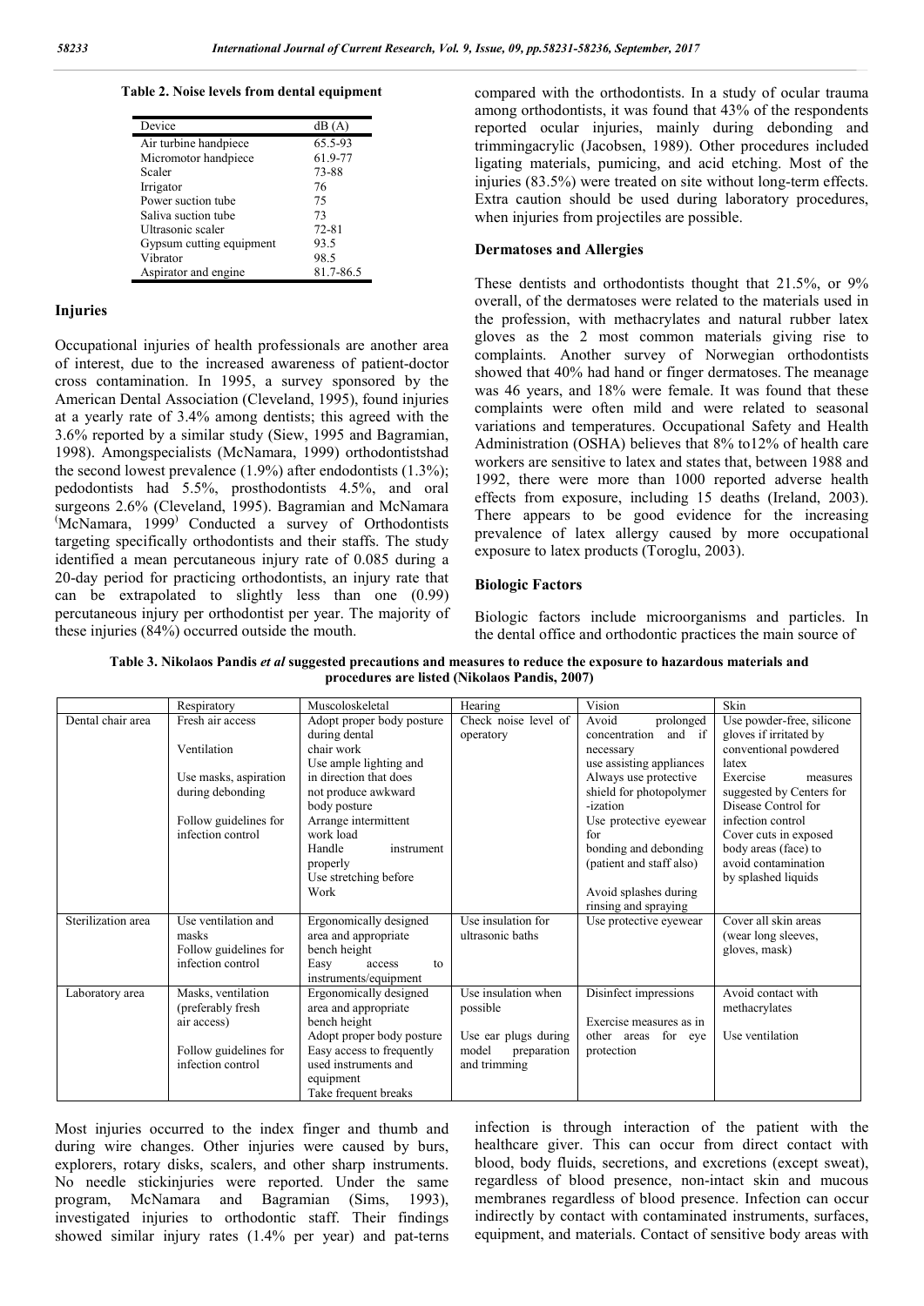**Table 2. Noise levels from dental equipment**

| Device | dB (A) |
| --- | --- |
| Air turbine handpiece | 65.5-93 |
| Micromotor handpiece | 61.9-77 |
| Scaler | 73-88 |
| Irrigator | 76 |
| Power suction tube | 75 |
| Saliva suction tube | 73 |
| Ultrasonic scaler | 72-81 |
| Gypsum cutting equipment | 93.5 |
| Vibrator | 98.5 |
| Aspirator and engine | 81.7-86.5 |

## Injuries

Occupational injuries of health professionals are another area of interest, due to the increased awareness of patient-doctor cross contamination. In 1995, a survey sponsored by the American Dental Association (Cleveland, 1995), found injuries at a yearly rate of 3.4% among dentists; this agreed with the 3.6% reported by a similar study (Siew, 1995 and Bagramian, 1998). Amongspecialists (McNamara, 1999) orthodontistshad the second lowest prevalence (1.9%) after endodontists (1.3%); pedodontists had 5.5%, prosthodontists 4.5%, and oral surgeons 2.6% (Cleveland, 1995). Bagramian and McNamara (McNamara, 1999) Conducted a survey of Orthodontists targeting specifically orthodontists and their staffs. The study identified a mean percutaneous injury rate of 0.085 during a 20-day period for practicing orthodontists, an injury rate that can be extrapolated to slightly less than one (0.99) percutaneous injury per orthodontist per year. The majority of these injuries (84%) occurred outside the mouth.

Most injuries occurred to the index finger and thumb and during wire changes. Other injuries were caused by burs, explorers, rotary disks, scalers, and other sharp instruments. No needle stickinjuries were reported. Under the same program, McNamara and Bagramian (Sims, 1993), investigated injuries to orthodontic staff. Their findings showed similar injury rates (1.4% per year) and pat-terns compared with the orthodontists. In a study of ocular trauma among orthodontists, it was found that 43% of the respondents reported ocular injuries, mainly during debonding and trimmingacrylic (Jacobsen, 1989). Other procedures included ligating materials, pumicing, and acid etching. Most of the injuries (83.5%) were treated on site without long-term effects. Extra caution should be used during laboratory procedures, when injuries from projectiles are possible.

## Dermatoses and Allergies

These dentists and orthodontists thought that 21.5%, or 9% overall, of the dermatoses were related to the materials used in the profession, with methacrylates and natural rubber latex gloves as the 2 most common materials giving rise to complaints. Another survey of Norwegian orthodontists showed that 40% had hand or finger dermatoses. The meanage was 46 years, and 18% were female. It was found that these complaints were often mild and were related to seasonal variations and temperatures. Occupational Safety and Health Administration (OSHA) believes that 8% to12% of health care workers are sensitive to latex and states that, between 1988 and 1992, there were more than 1000 reported adverse health effects from exposure, including 15 deaths (Ireland, 2003). There appears to be good evidence for the increasing prevalence of latex allergy caused by more occupational exposure to latex products (Toroglu, 2003).

## Biologic Factors

Biologic factors include microorganisms and particles. In the dental office and orthodontic practices the main source of infection is through interaction of the patient with the healthcare giver. This can occur from direct contact with blood, body fluids, secretions, and excretions (except sweat), regardless of blood presence, non-intact skin and mucous membranes regardless of blood presence. Infection can occur indirectly by contact with contaminated instruments, surfaces, equipment, and materials. Contact of sensitive body areas with

**Table 3. Nikolaos Pandis *et al* suggested precautions and measures to reduce the exposure to hazardous materials and procedures are listed (Nikolaos Pandis, 2007)**

| | Respiratory | Muscoloskeletal | Hearing | Vision | Skin |
| --- | --- | --- | --- | --- | --- |
| Dental chair area | Fresh air access<br>Ventilation<br>Use masks, aspiration during debonding<br>Follow guidelines for infection control | Adopt proper body posture during dental chair work<br>Use ample lighting and in direction that does not produce awkward body posture<br>Arrange intermittent work load<br>Handle instrument properly<br>Use stretching before Work | Check noise level of operatory | Avoid prolonged concentration and if necessary use assisting appliances<br>Always use protective shield for photopolymer -ization<br>Use protective eyewear for bonding and debonding (patient and staff also)<br>Avoid splashes during rinsing and spraying | Use powder-free, silicone gloves if irritated by conventional powdered latex<br>Exercise measures suggested by Centers for Disease Control for infection control<br>Cover cuts in exposed body areas (face) to avoid contamination by splashed liquids |
| Sterilization area | Use ventilation and masks<br>Follow guidelines for infection control | Ergonomically designed area and appropriate bench height<br>Easy access to instruments/equipment | Use insulation for ultrasonic baths | Use protective eyewear | Cover all skin areas (wear long sleeves, gloves, mask) |
| Laboratory area | Masks, ventilation (preferably fresh air access)<br>Follow guidelines for infection control | Ergonomically designed area and appropriate bench height<br>Adopt proper body posture<br>Easy access to frequently used instruments and equipment<br>Take frequent breaks | Use insulation when possible<br>Use ear plugs during model preparation and trimming | Disinfect impressions<br>Exercise measures as in other areas for eye protection | Avoid contact with methacrylates<br>Use ventilation |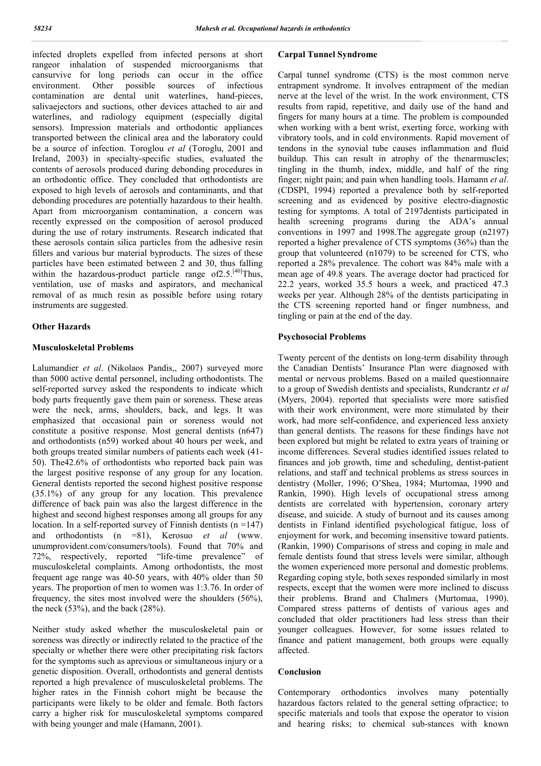infected droplets expelled from infected persons at short rangeor inhalation of suspended microorganisms that cansurvive for long periods can occur in the office environment. Other possible sources of infectious contamination are dental unit waterlines, hand-pieces, salivaejectors and suctions, other devices attached to air and waterlines, and radiology equipment (especially digital sensors). Impression materials and orthodontic appliances transported between the clinical area and the laboratory could be a source of infection. Toroglou *et al* (Toroglu, 2001 and Ireland, 2003) in specialty-specific studies, evaluated the contents of aerosols produced during debonding procedures in an orthodontic office. They concluded that orthodontists are exposed to high levels of aerosols and contaminants, and that debonding procedures are potentially hazardous to their health. Apart from microorganism contamination, a concern was recently expressed on the composition of aerosol produced during the use of rotary instruments. Research indicated that these aerosols contain silica particles from the adhesive resin fillers and various bur material byproducts. The sizes of these particles have been estimated between 2 and 30, thus falling within the hazardous-product particle range of2.5.[40]Thus, ventilation, use of masks and aspirators, and mechanical removal of as much resin as possible before using rotary instruments are suggested.

## Other Hazards

### Musculoskeletal Problems

Lalumandier *et al*. (Nikolaos Pandis,, 2007) surveyed more than 5000 active dental personnel, including orthodontists. The self-reported survey asked the respondents to indicate which body parts frequently gave them pain or soreness. These areas were the neck, arms, shoulders, back, and legs. It was emphasized that occasional pain or soreness would not constitute a positive response. Most general dentists (n647) and orthodontists (n59) worked about 40 hours per week, and both groups treated similar numbers of patients each week (41-50). The42.6% of orthodontists who reported back pain was the largest positive response of any group for any location. General dentists reported the second highest positive response (35.1%) of any group for any location. This prevalence difference of back pain was also the largest difference in the highest and second highest responses among all groups for any location. In a self-reported survey of Finnish dentists (n =147) and orthodontists (n =81), Kerosuo *et al* (www. unumprovident.com/consumers/tools). Found that 70% and 72%, respectively, reported "life-time prevalence" of musculoskeletal complaints. Among orthodontists, the most frequent age range was 40-50 years, with 40% older than 50 years. The proportion of men to women was 1:3.76. In order of frequency, the sites most involved were the shoulders (56%), the neck (53%), and the back (28%).

Neither study asked whether the musculoskeletal pain or soreness was directly or indirectly related to the practice of the specialty or whether there were other precipitating risk factors for the symptoms such as aprevious or simultaneous injury or a genetic disposition. Overall, orthodontists and general dentists reported a high prevalence of musculoskeletal problems. The higher rates in the Finnish cohort might be because the participants were likely to be older and female. Both factors carry a higher risk for musculoskeletal symptoms compared with being younger and male (Hamann, 2001).

### Carpal Tunnel Syndrome

Carpal tunnel syndrome (CTS) is the most common nerve entrapment syndrome. It involves entrapment of the median nerve at the level of the wrist. In the work environment, CTS results from rapid, repetitive, and daily use of the hand and fingers for many hours at a time. The problem is compounded when working with a bent wrist, exerting force, working with vibratory tools, and in cold environments. Rapid movement of tendons in the synovial tube causes inflammation and fluid buildup. This can result in atrophy of the thenarmuscles; tingling in the thumb, index, middle, and half of the ring finger; night pain; and pain when handling tools. Hamann *et al*. (CDSPI, 1994) reported a prevalence both by self-reported screening and as evidenced by positive electro-diagnostic testing for symptoms. A total of 2197dentists participated in health screening programs during the ADA's annual conventions in 1997 and 1998.The aggregate group (n2197) reported a higher prevalence of CTS symptoms (36%) than the group that volunteered (n1079) to be screened for CTS, who reported a 28% prevalence. The cohort was 84% male with a mean age of 49.8 years. The average doctor had practiced for 22.2 years, worked 35.5 hours a week, and practiced 47.3 weeks per year. Although 28% of the dentists participating in the CTS screening reported hand or finger numbness, and tingling or pain at the end of the day.

### Psychosocial Problems

Twenty percent of the dentists on long-term disability through the Canadian Dentists' Insurance Plan were diagnosed with mental or nervous problems. Based on a mailed questionnaire to a group of Swedish dentists and specialists, Rundcrantz *et al* (Myers, 2004). reported that specialists were more satisfied with their work environment, were more stimulated by their work, had more self-confidence, and experienced less anxiety than general dentists. The reasons for these findings have not been explored but might be related to extra years of training or income differences. Several studies identified issues related to finances and job growth, time and scheduling, dentist-patient relations, and staff and technical problems as stress sources in dentistry (Moller, 1996; O'Shea, 1984; Murtomaa, 1990 and Rankin, 1990). High levels of occupational stress among dentists are correlated with hypertension, coronary artery disease, and suicide. A study of burnout and its causes among dentists in Finland identified psychological fatigue, loss of enjoyment for work, and becoming insensitive toward patients. (Rankin, 1990) Comparisons of stress and coping in male and female dentists found that stress levels were similar, although the women experienced more personal and domestic problems. Regarding coping style, both sexes responded similarly in most respects, except that the women were more inclined to discuss their problems. Brand and Chalmers (Murtomaa, 1990). Compared stress patterns of dentists of various ages and concluded that older practitioners had less stress than their younger colleagues. However, for some issues related to finance and patient management, both groups were equally affected.

## Conclusion

Contemporary orthodontics involves many potentially hazardous factors related to the general setting ofpractice; to specific materials and tools that expose the operator to vision and hearing risks; to chemical sub-stances with known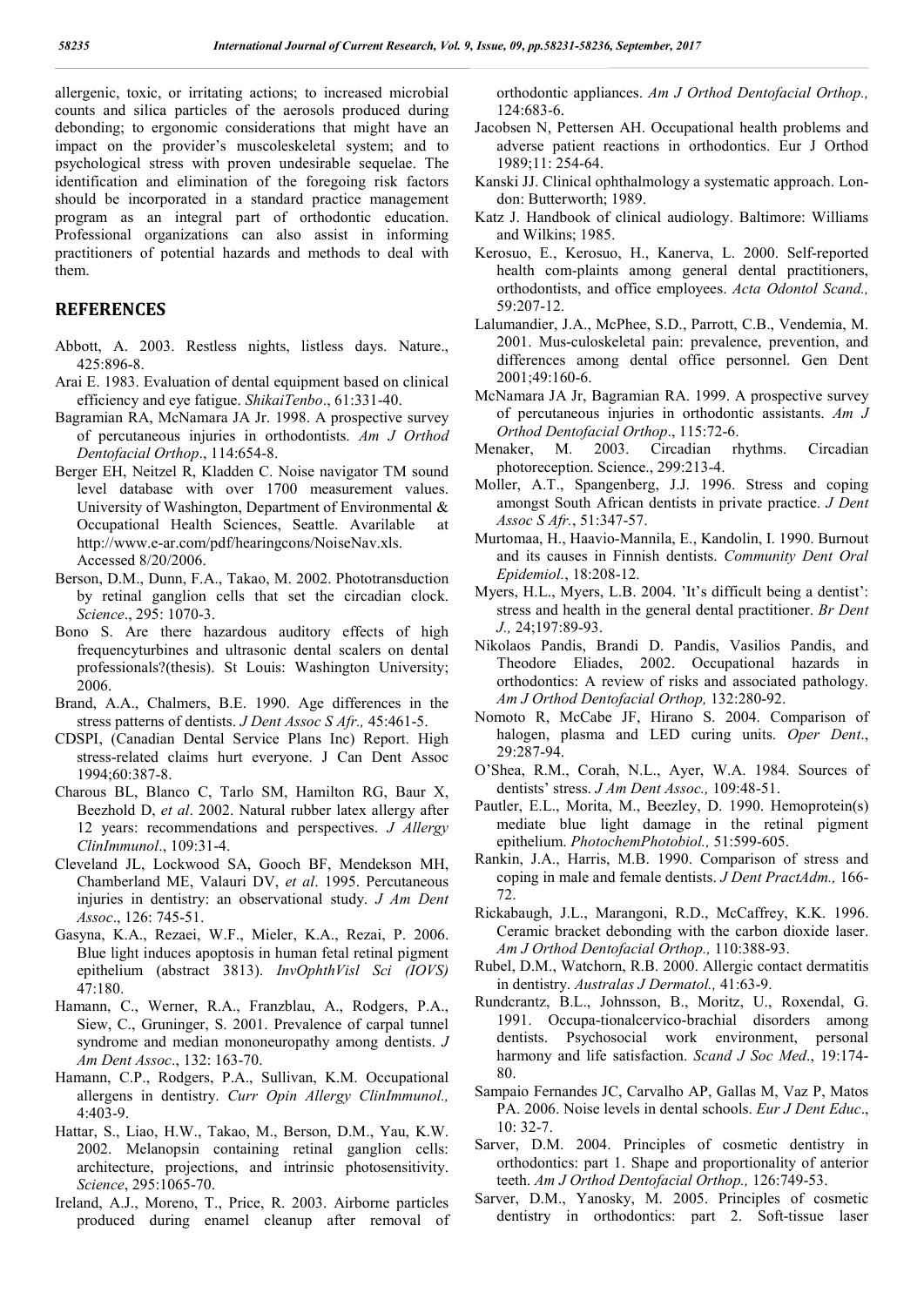allergenic, toxic, or irritating actions; to increased microbial counts and silica particles of the aerosols produced during debonding; to ergonomic considerations that might have an impact on the provider's muscoleskeletal system; and to psychological stress with proven undesirable sequelae. The identification and elimination of the foregoing risk factors should be incorporated in a standard practice management program as an integral part of orthodontic education. Professional organizations can also assist in informing practitioners of potential hazards and methods to deal with them.

## REFERENCES

Abbott, A. 2003. Restless nights, listless days. Nature., 425:896-8.

Arai E. 1983. Evaluation of dental equipment based on clinical efficiency and eye fatigue. *ShikaiTenbo*., 61:331-40.

Bagramian RA, McNamara JA Jr. 1998. A prospective survey of percutaneous injuries in orthodontists. *Am J Orthod Dentofacial Orthop*., 114:654-8.

Berger EH, Neitzel R, Kladden C. Noise navigator TM sound level database with over 1700 measurement values. University of Washington, Department of Environmental & Occupational Health Sciences, Seattle. Avarilable at http://www.e-ar.com/pdf/hearingcons/NoiseNav.xls. Accessed 8/20/2006.

Berson, D.M., Dunn, F.A., Takao, M. 2002. Phototransduction by retinal ganglion cells that set the circadian clock. *Science*., 295: 1070-3.

Bono S. Are there hazardous auditory effects of high frequencyturbines and ultrasonic dental scalers on dental professionals?(thesis). St Louis: Washington University; 2006.

Brand, A.A., Chalmers, B.E. 1990. Age differences in the stress patterns of dentists. *J Dent Assoc S Afr.,* 45:461-5.

CDSPI, (Canadian Dental Service Plans Inc) Report. High stress-related claims hurt everyone. J Can Dent Assoc 1994;60:387-8.

Charous BL, Blanco C, Tarlo SM, Hamilton RG, Baur X, Beezhold D, *et al*. 2002. Natural rubber latex allergy after 12 years: recommendations and perspectives. *J Allergy ClinImmunol*., 109:31-4.

Cleveland JL, Lockwood SA, Gooch BF, Mendekson MH, Chamberland ME, Valauri DV, *et al*. 1995. Percutaneous injuries in dentistry: an observational study. *J Am Dent Assoc*., 126: 745-51.

Gasyna, K.A., Rezaei, W.F., Mieler, K.A., Rezai, P. 2006. Blue light induces apoptosis in human fetal retinal pigment epithelium (abstract 3813). *InvOphthVisl Sci (IOVS)* 47:180.

Hamann, C., Werner, R.A., Franzblau, A., Rodgers, P.A., Siew, C., Gruninger, S. 2001. Prevalence of carpal tunnel syndrome and median mononeuropathy among dentists. *J Am Dent Assoc*., 132: 163-70.

Hamann, C.P., Rodgers, P.A., Sullivan, K.M. Occupational allergens in dentistry. *Curr Opin Allergy ClinImmunol.,* 4:403-9.

Hattar, S., Liao, H.W., Takao, M., Berson, D.M., Yau, K.W. 2002. Melanopsin containing retinal ganglion cells: architecture, projections, and intrinsic photosensitivity. *Science*, 295:1065-70.

Ireland, A.J., Moreno, T., Price, R. 2003. Airborne particles produced during enamel cleanup after removal of orthodontic appliances. *Am J Orthod Dentofacial Orthop.,* 124:683-6.

Jacobsen N, Pettersen AH. Occupational health problems and adverse patient reactions in orthodontics. Eur J Orthod 1989;11: 254-64.

Kanski JJ. Clinical ophthalmology a systematic approach. London: Butterworth; 1989.

Katz J. Handbook of clinical audiology. Baltimore: Williams and Wilkins; 1985.

Kerosuo, E., Kerosuo, H., Kanerva, L. 2000. Self-reported health com-plaints among general dental practitioners, orthodontists, and office employees. *Acta Odontol Scand.,* 59:207-12.

Lalumandier, J.A., McPhee, S.D., Parrott, C.B., Vendemia, M. 2001. Mus-culoskeletal pain: prevalence, prevention, and differences among dental office personnel. Gen Dent 2001;49:160-6.

McNamara JA Jr, Bagramian RA. 1999. A prospective survey of percutaneous injuries in orthodontic assistants. *Am J Orthod Dentofacial Orthop*., 115:72-6.

Menaker, M. 2003. Circadian rhythms. Circadian photoreception. Science., 299:213-4.

Moller, A.T., Spangenberg, J.J. 1996. Stress and coping amongst South African dentists in private practice. *J Dent Assoc S Afr.*, 51:347-57.

Murtomaa, H., Haavio-Mannila, E., Kandolin, I. 1990. Burnout and its causes in Finnish dentists. *Community Dent Oral Epidemiol.*, 18:208-12.

Myers, H.L., Myers, L.B. 2004. 'It's difficult being a dentist': stress and health in the general dental practitioner. *Br Dent J.,* 24;197:89-93.

Nikolaos Pandis, Brandi D. Pandis, Vasilios Pandis, and Theodore Eliades, 2002. Occupational hazards in orthodontics: A review of risks and associated pathology. *Am J Orthod Dentofacial Orthop,* 132:280-92.

Nomoto R, McCabe JF, Hirano S. 2004. Comparison of halogen, plasma and LED curing units. *Oper Dent*., 29:287-94.

O'Shea, R.M., Corah, N.L., Ayer, W.A. 1984. Sources of dentists' stress. *J Am Dent Assoc.,* 109:48-51.

Pautler, E.L., Morita, M., Beezley, D. 1990. Hemoprotein(s) mediate blue light damage in the retinal pigment epithelium. *PhotochemPhotobiol.,* 51:599-605.

Rankin, J.A., Harris, M.B. 1990. Comparison of stress and coping in male and female dentists. *J Dent PractAdm.,* 166-72.

Rickabaugh, J.L., Marangoni, R.D., McCaffrey, K.K. 1996. Ceramic bracket debonding with the carbon dioxide laser. *Am J Orthod Dentofacial Orthop.,* 110:388-93.

Rubel, D.M., Watchorn, R.B. 2000. Allergic contact dermatitis in dentistry. *Australas J Dermatol.,* 41:63-9.

Rundcrantz, B.L., Johnsson, B., Moritz, U., Roxendal, G. 1991. Occupa-tionalcervico-brachial disorders among dentists. Psychosocial work environment, personal harmony and life satisfaction. *Scand J Soc Med*., 19:174-80.

Sampaio Fernandes JC, Carvalho AP, Gallas M, Vaz P, Matos PA. 2006. Noise levels in dental schools. *Eur J Dent Educ*., 10: 32-7.

Sarver, D.M. 2004. Principles of cosmetic dentistry in orthodontics: part 1. Shape and proportionality of anterior teeth. *Am J Orthod Dentofacial Orthop.,* 126:749-53.

Sarver, D.M., Yanosky, M. 2005. Principles of cosmetic dentistry in orthodontics: part 2. Soft-tissue laser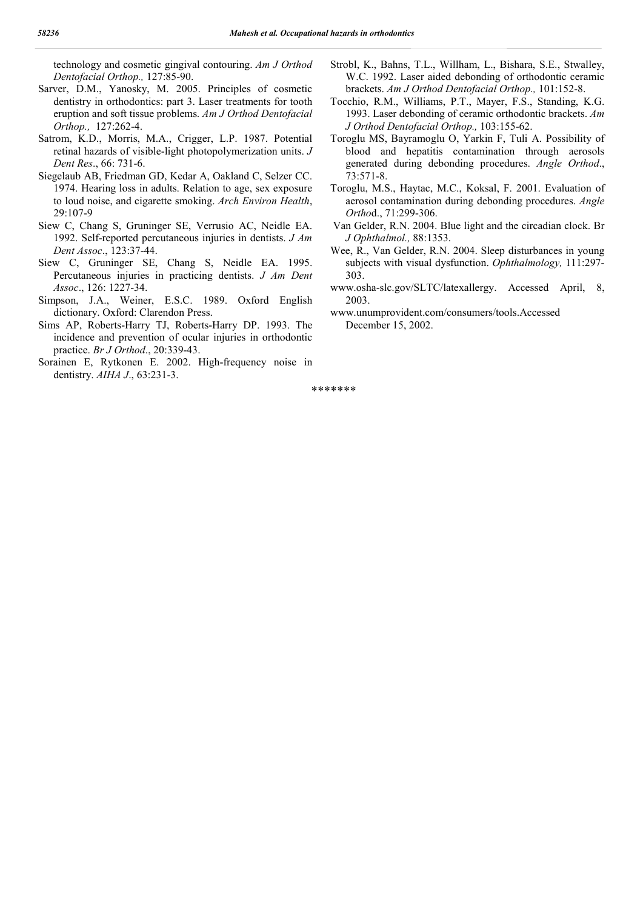technology and cosmetic gingival contouring. *Am J Orthod Dentofacial Orthop.,* 127:85-90.

Sarver, D.M., Yanosky, M. 2005. Principles of cosmetic dentistry in orthodontics: part 3. Laser treatments for tooth eruption and soft tissue problems. *Am J Orthod Dentofacial Orthop.,* 127:262-4.

Satrom, K.D., Morris, M.A., Crigger, L.P. 1987. Potential retinal hazards of visible-light photopolymerization units. *J Dent Res*., 66: 731-6.

Siegelaub AB, Friedman GD, Kedar A, Oakland C, Selzer CC. 1974. Hearing loss in adults. Relation to age, sex exposure to loud noise, and cigarette smoking. *Arch Environ Health*, 29:107-9

Siew C, Chang S, Gruninger SE, Verrusio AC, Neidle EA. 1992. Self-reported percutaneous injuries in dentists. *J Am Dent Assoc*., 123:37-44.

Siew C, Gruninger SE, Chang S, Neidle EA. 1995. Percutaneous injuries in practicing dentists. *J Am Dent Assoc*., 126: 1227-34.

Simpson, J.A., Weiner, E.S.C. 1989. Oxford English dictionary. Oxford: Clarendon Press.

Sims AP, Roberts-Harry TJ, Roberts-Harry DP. 1993. The incidence and prevention of ocular injuries in orthodontic practice. *Br J Orthod*., 20:339-43.

Sorainen E, Rytkonen E. 2002. High-frequency noise in dentistry. *AIHA J*., 63:231-3.

Strobl, K., Bahns, T.L., Willham, L., Bishara, S.E., Stwalley, W.C. 1992. Laser aided debonding of orthodontic ceramic brackets. *Am J Orthod Dentofacial Orthop.,* 101:152-8.

Tocchio, R.M., Williams, P.T., Mayer, F.S., Standing, K.G. 1993. Laser debonding of ceramic orthodontic brackets. *Am J Orthod Dentofacial Orthop.,* 103:155-62.

Toroglu MS, Bayramoglu O, Yarkin F, Tuli A. Possibility of blood and hepatitis contamination through aerosols generated during debonding procedures. *Angle Orthod*., 73:571-8.

Toroglu, M.S., Haytac, M.C., Koksal, F. 2001. Evaluation of aerosol contamination during debonding procedures. *Angle Orthod*., 71:299-306.

Van Gelder, R.N. 2004. Blue light and the circadian clock. Br *J Ophthalmol.,* 88:1353.

Wee, R., Van Gelder, R.N. 2004. Sleep disturbances in young subjects with visual dysfunction. *Ophthalmology,* 111:297-303.

www.osha-slc.gov/SLTC/latexallergy. Accessed April, 8, 2003.

www.unumprovident.com/consumers/tools.Accessed December 15, 2002.

\*\*\*\*\*\*\*